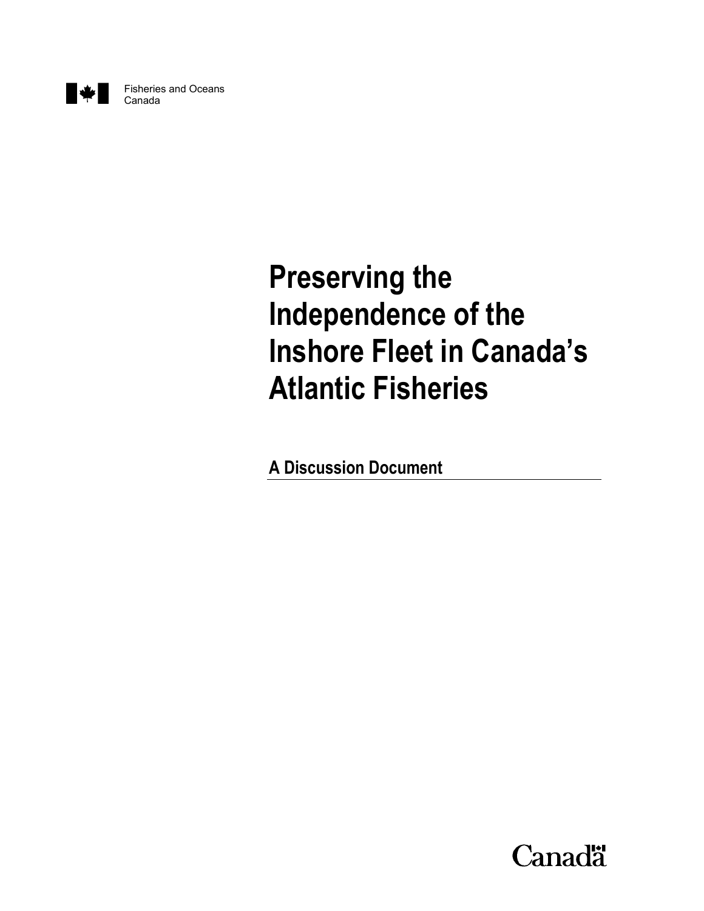Fisheries and Oceans Canada

# Preserving the Independence of the Inshore Fleet in Canada's Atlantic Fisheries

## A Discussion Document

Canada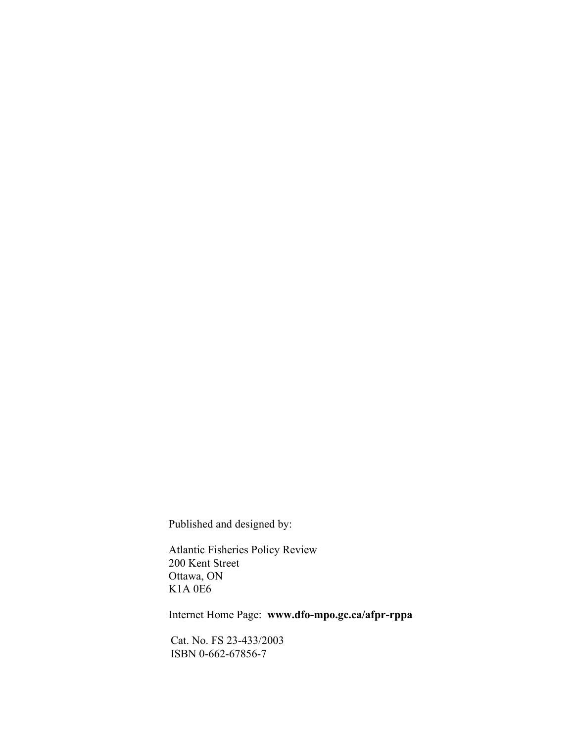Published and designed by:

Atlantic Fisheries Policy Review
200 Kent Street
Ottawa, ON
K1A 0E6

Internet Home Page: **www.dfo-mpo.gc.ca/afpr-rppa**

Cat. No. FS 23-433/2003
ISBN 0-662-67856-7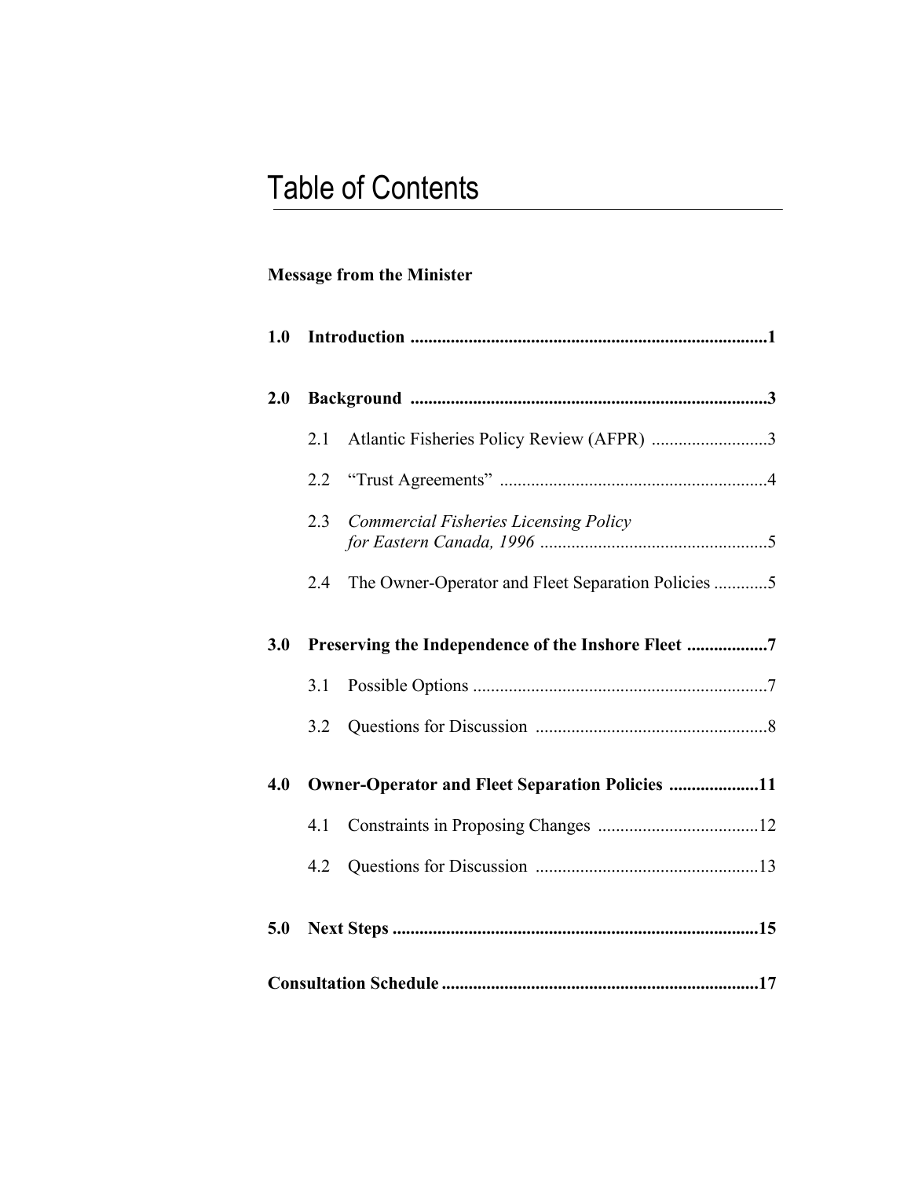# Table of Contents

**Message from the Minister**

**1.0 Introduction ................................................................................1**

**2.0 Background ................................................................................3**

2.1 Atlantic Fisheries Policy Review (AFPR) ..........................3

2.2 "Trust Agreements" ............................................................4

2.3 *Commercial Fisheries Licensing Policy for Eastern Canada, 1996* ..................................................5

2.4 The Owner-Operator and Fleet Separation Policies ............5

**3.0 Preserving the Independence of the Inshore Fleet ..................7**

3.1 Possible Options ..................................................................7

3.2 Questions for Discussion ....................................................8

**4.0 Owner-Operator and Fleet Separation Policies ....................11**

4.1 Constraints in Proposing Changes ....................................12

4.2 Questions for Discussion ..................................................13

**5.0 Next Steps ..................................................................................15**

**Consultation Schedule .......................................................................17**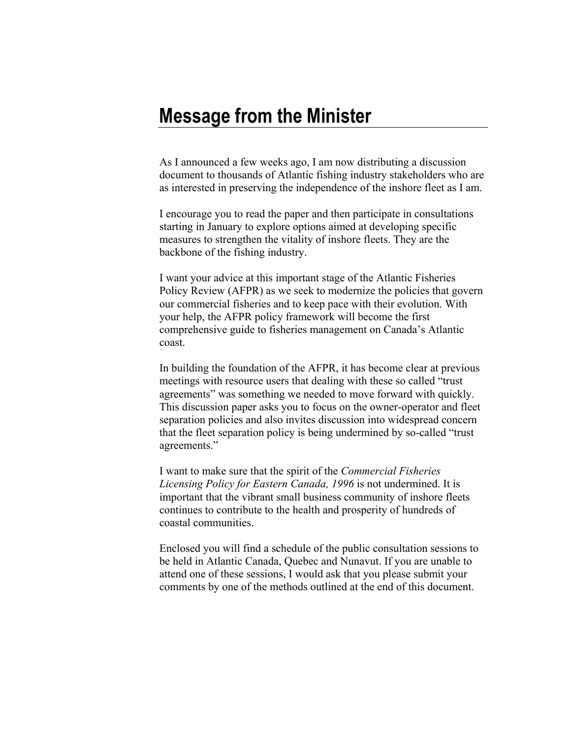# Message from the Minister

As I announced a few weeks ago, I am now distributing a discussion document to thousands of Atlantic fishing industry stakeholders who are as interested in preserving the independence of the inshore fleet as I am.

I encourage you to read the paper and then participate in consultations starting in January to explore options aimed at developing specific measures to strengthen the vitality of inshore fleets. They are the backbone of the fishing industry.

I want your advice at this important stage of the Atlantic Fisheries Policy Review (AFPR) as we seek to modernize the policies that govern our commercial fisheries and to keep pace with their evolution. With your help, the AFPR policy framework will become the first comprehensive guide to fisheries management on Canada's Atlantic coast.

In building the foundation of the AFPR, it has become clear at previous meetings with resource users that dealing with these so called "trust agreements" was something we needed to move forward with quickly. This discussion paper asks you to focus on the owner-operator and fleet separation policies and also invites discussion into widespread concern that the fleet separation policy is being undermined by so-called "trust agreements."

I want to make sure that the spirit of the *Commercial Fisheries Licensing Policy for Eastern Canada, 1996* is not undermined. It is important that the vibrant small business community of inshore fleets continues to contribute to the health and prosperity of hundreds of coastal communities.

Enclosed you will find a schedule of the public consultation sessions to be held in Atlantic Canada, Quebec and Nunavut. If you are unable to attend one of these sessions, I would ask that you please submit your comments by one of the methods outlined at the end of this document.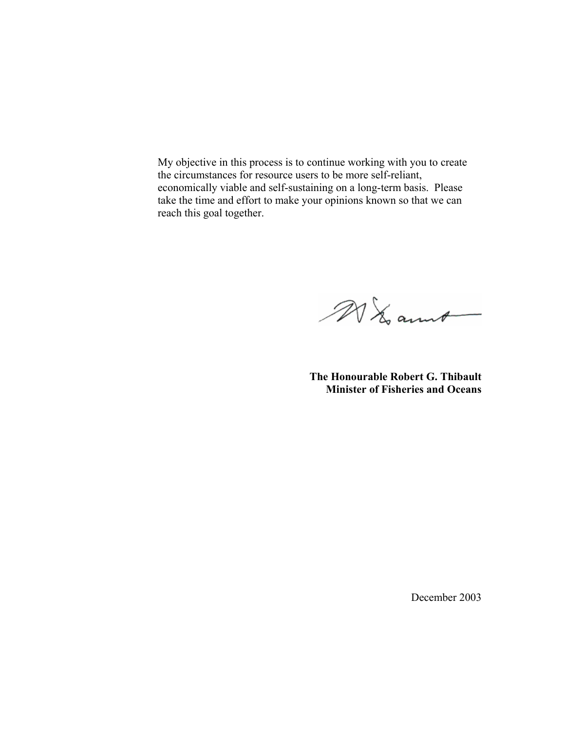My objective in this process is to continue working with you to create the circumstances for resource users to be more self-reliant, economically viable and self-sustaining on a long-term basis. Please take the time and effort to make your opinions known so that we can reach this goal together.

**The Honourable Robert G. Thibault**
**Minister of Fisheries and Oceans**

December 2003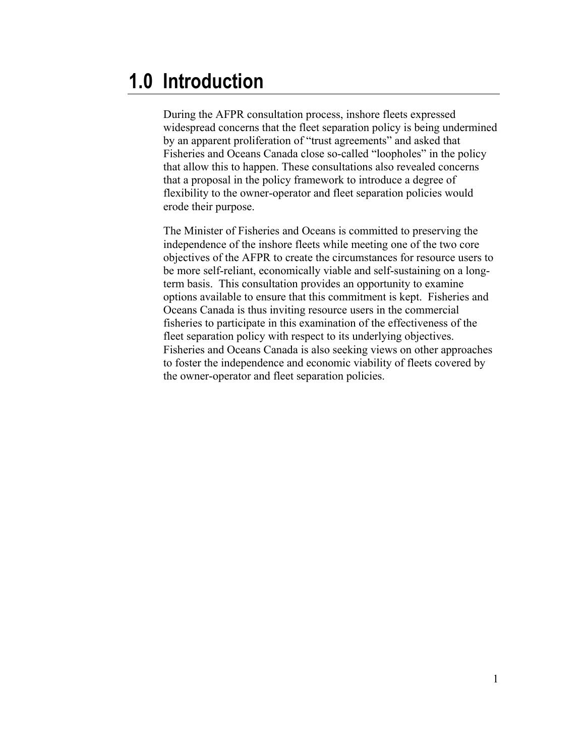# 1.0 Introduction

During the AFPR consultation process, inshore fleets expressed widespread concerns that the fleet separation policy is being undermined by an apparent proliferation of "trust agreements" and asked that Fisheries and Oceans Canada close so-called "loopholes" in the policy that allow this to happen. These consultations also revealed concerns that a proposal in the policy framework to introduce a degree of flexibility to the owner-operator and fleet separation policies would erode their purpose.

The Minister of Fisheries and Oceans is committed to preserving the independence of the inshore fleets while meeting one of the two core objectives of the AFPR to create the circumstances for resource users to be more self-reliant, economically viable and self-sustaining on a long-term basis. This consultation provides an opportunity to examine options available to ensure that this commitment is kept. Fisheries and Oceans Canada is thus inviting resource users in the commercial fisheries to participate in this examination of the effectiveness of the fleet separation policy with respect to its underlying objectives. Fisheries and Oceans Canada is also seeking views on other approaches to foster the independence and economic viability of fleets covered by the owner-operator and fleet separation policies.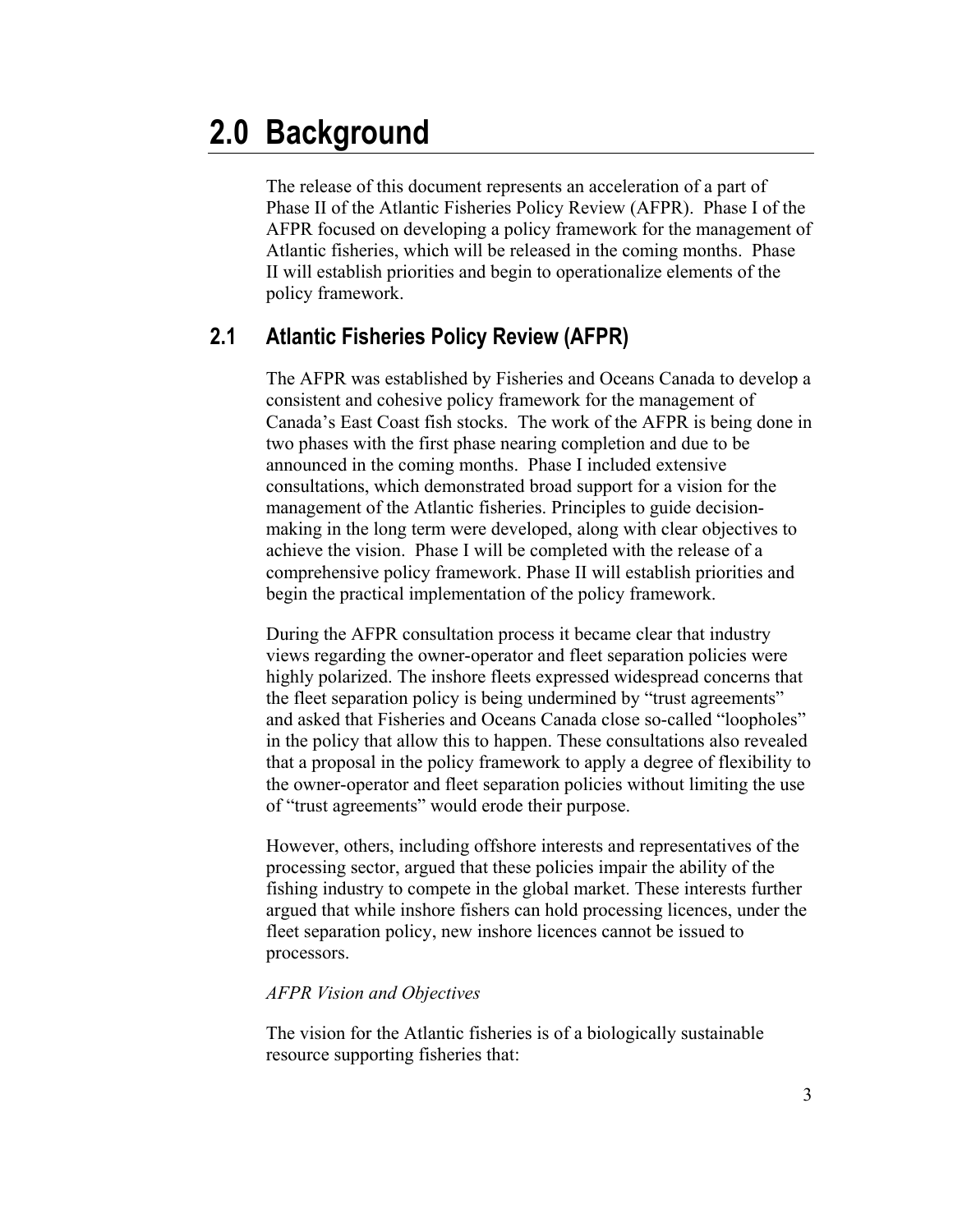# 2.0 Background

The release of this document represents an acceleration of a part of Phase II of the Atlantic Fisheries Policy Review (AFPR). Phase I of the AFPR focused on developing a policy framework for the management of Atlantic fisheries, which will be released in the coming months. Phase II will establish priorities and begin to operationalize elements of the policy framework.

## 2.1 Atlantic Fisheries Policy Review (AFPR)

The AFPR was established by Fisheries and Oceans Canada to develop a consistent and cohesive policy framework for the management of Canada's East Coast fish stocks. The work of the AFPR is being done in two phases with the first phase nearing completion and due to be announced in the coming months. Phase I included extensive consultations, which demonstrated broad support for a vision for the management of the Atlantic fisheries. Principles to guide decision-making in the long term were developed, along with clear objectives to achieve the vision. Phase I will be completed with the release of a comprehensive policy framework. Phase II will establish priorities and begin the practical implementation of the policy framework.

During the AFPR consultation process it became clear that industry views regarding the owner-operator and fleet separation policies were highly polarized. The inshore fleets expressed widespread concerns that the fleet separation policy is being undermined by "trust agreements" and asked that Fisheries and Oceans Canada close so-called "loopholes" in the policy that allow this to happen. These consultations also revealed that a proposal in the policy framework to apply a degree of flexibility to the owner-operator and fleet separation policies without limiting the use of "trust agreements" would erode their purpose.

However, others, including offshore interests and representatives of the processing sector, argued that these policies impair the ability of the fishing industry to compete in the global market. These interests further argued that while inshore fishers can hold processing licences, under the fleet separation policy, new inshore licences cannot be issued to processors.

*AFPR Vision and Objectives*

The vision for the Atlantic fisheries is of a biologically sustainable resource supporting fisheries that: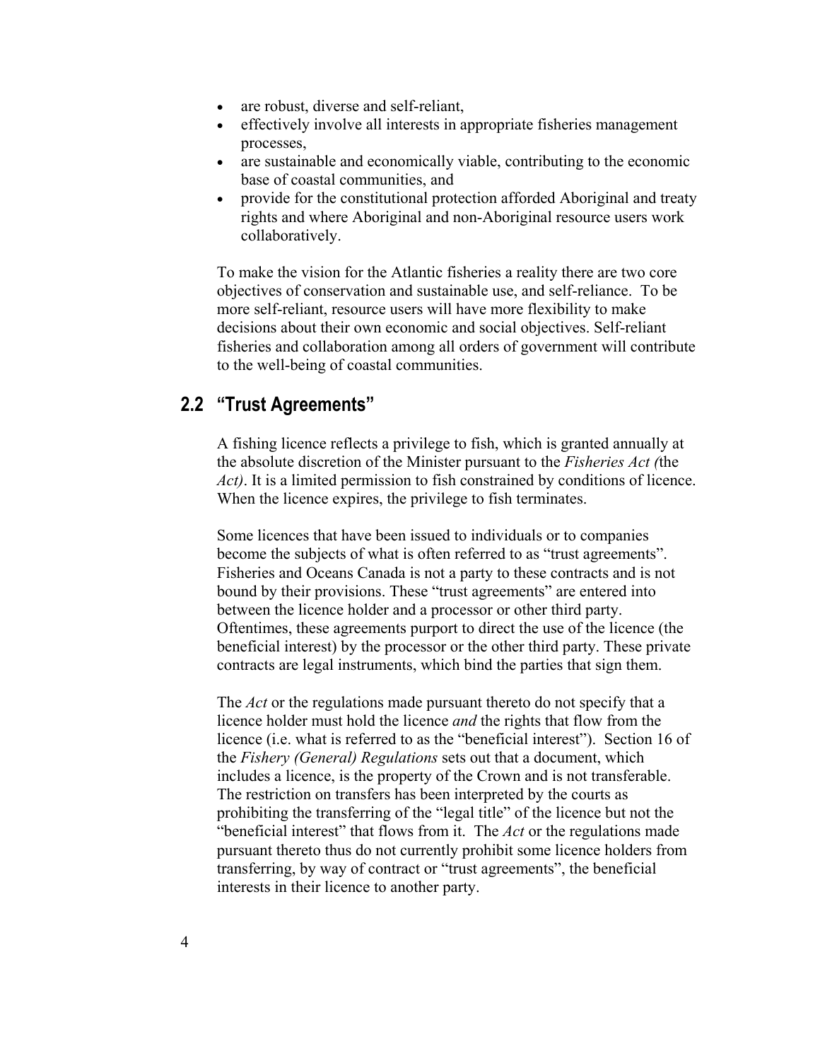- are robust, diverse and self-reliant,
- effectively involve all interests in appropriate fisheries management processes,
- are sustainable and economically viable, contributing to the economic base of coastal communities, and
- provide for the constitutional protection afforded Aboriginal and treaty rights and where Aboriginal and non-Aboriginal resource users work collaboratively.

To make the vision for the Atlantic fisheries a reality there are two core objectives of conservation and sustainable use, and self-reliance. To be more self-reliant, resource users will have more flexibility to make decisions about their own economic and social objectives. Self-reliant fisheries and collaboration among all orders of government will contribute to the well-being of coastal communities.

## 2.2 "Trust Agreements"

A fishing licence reflects a privilege to fish, which is granted annually at the absolute discretion of the Minister pursuant to the *Fisheries Act (*the *Act)*. It is a limited permission to fish constrained by conditions of licence. When the licence expires, the privilege to fish terminates.

Some licences that have been issued to individuals or to companies become the subjects of what is often referred to as "trust agreements". Fisheries and Oceans Canada is not a party to these contracts and is not bound by their provisions. These "trust agreements" are entered into between the licence holder and a processor or other third party. Oftentimes, these agreements purport to direct the use of the licence (the beneficial interest) by the processor or the other third party. These private contracts are legal instruments, which bind the parties that sign them.

The *Act* or the regulations made pursuant thereto do not specify that a licence holder must hold the licence *and* the rights that flow from the licence (i.e. what is referred to as the "beneficial interest"). Section 16 of the *Fishery (General) Regulations* sets out that a document, which includes a licence, is the property of the Crown and is not transferable. The restriction on transfers has been interpreted by the courts as prohibiting the transferring of the "legal title" of the licence but not the "beneficial interest" that flows from it. The *Act* or the regulations made pursuant thereto thus do not currently prohibit some licence holders from transferring, by way of contract or "trust agreements", the beneficial interests in their licence to another party.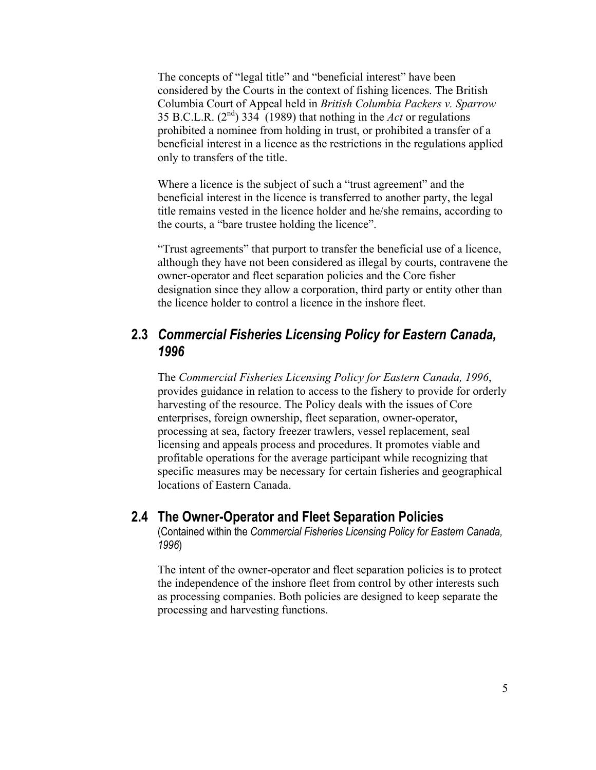The concepts of "legal title" and "beneficial interest" have been considered by the Courts in the context of fishing licences. The British Columbia Court of Appeal held in *British Columbia Packers v. Sparrow* 35 B.C.L.R. (2nd) 334 (1989) that nothing in the *Act* or regulations prohibited a nominee from holding in trust, or prohibited a transfer of a beneficial interest in a licence as the restrictions in the regulations applied only to transfers of the title.

Where a licence is the subject of such a "trust agreement" and the beneficial interest in the licence is transferred to another party, the legal title remains vested in the licence holder and he/she remains, according to the courts, a "bare trustee holding the licence".

"Trust agreements" that purport to transfer the beneficial use of a licence, although they have not been considered as illegal by courts, contravene the owner-operator and fleet separation policies and the Core fisher designation since they allow a corporation, third party or entity other than the licence holder to control a licence in the inshore fleet.

## 2.3 *Commercial Fisheries Licensing Policy for Eastern Canada, 1996*

The *Commercial Fisheries Licensing Policy for Eastern Canada, 1996*, provides guidance in relation to access to the fishery to provide for orderly harvesting of the resource. The Policy deals with the issues of Core enterprises, foreign ownership, fleet separation, owner-operator, processing at sea, factory freezer trawlers, vessel replacement, seal licensing and appeals process and procedures. It promotes viable and profitable operations for the average participant while recognizing that specific measures may be necessary for certain fisheries and geographical locations of Eastern Canada.

## 2.4 The Owner-Operator and Fleet Separation Policies

(Contained within the *Commercial Fisheries Licensing Policy for Eastern Canada, 1996*)

The intent of the owner-operator and fleet separation policies is to protect the independence of the inshore fleet from control by other interests such as processing companies. Both policies are designed to keep separate the processing and harvesting functions.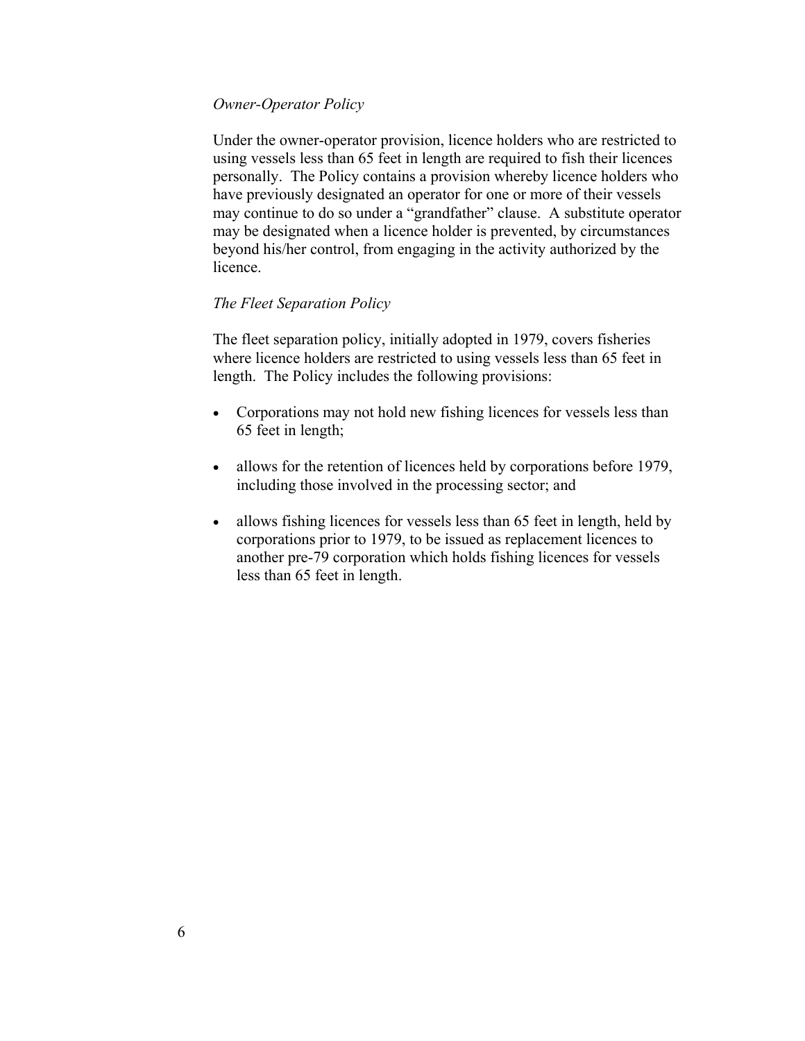*Owner-Operator Policy*

Under the owner-operator provision, licence holders who are restricted to using vessels less than 65 feet in length are required to fish their licences personally. The Policy contains a provision whereby licence holders who have previously designated an operator for one or more of their vessels may continue to do so under a "grandfather" clause. A substitute operator may be designated when a licence holder is prevented, by circumstances beyond his/her control, from engaging in the activity authorized by the licence.

*The Fleet Separation Policy*

The fleet separation policy, initially adopted in 1979, covers fisheries where licence holders are restricted to using vessels less than 65 feet in length. The Policy includes the following provisions:

- Corporations may not hold new fishing licences for vessels less than 65 feet in length;
- allows for the retention of licences held by corporations before 1979, including those involved in the processing sector; and
- allows fishing licences for vessels less than 65 feet in length, held by corporations prior to 1979, to be issued as replacement licences to another pre-79 corporation which holds fishing licences for vessels less than 65 feet in length.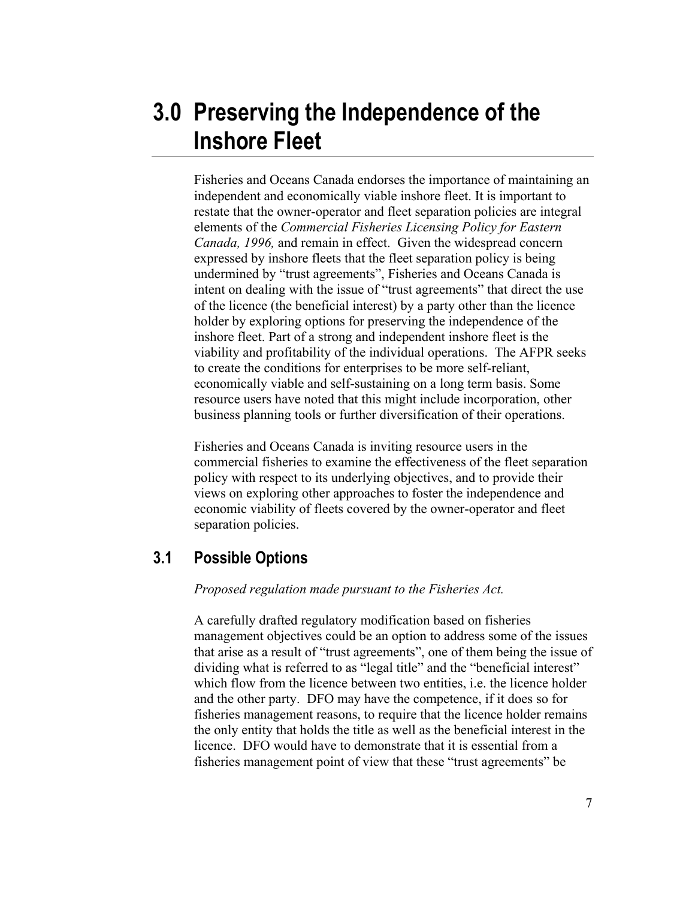# 3.0 Preserving the Independence of the Inshore Fleet

Fisheries and Oceans Canada endorses the importance of maintaining an independent and economically viable inshore fleet. It is important to restate that the owner-operator and fleet separation policies are integral elements of the *Commercial Fisheries Licensing Policy for Eastern Canada, 1996,* and remain in effect. Given the widespread concern expressed by inshore fleets that the fleet separation policy is being undermined by "trust agreements", Fisheries and Oceans Canada is intent on dealing with the issue of "trust agreements" that direct the use of the licence (the beneficial interest) by a party other than the licence holder by exploring options for preserving the independence of the inshore fleet. Part of a strong and independent inshore fleet is the viability and profitability of the individual operations. The AFPR seeks to create the conditions for enterprises to be more self-reliant, economically viable and self-sustaining on a long term basis. Some resource users have noted that this might include incorporation, other business planning tools or further diversification of their operations.

Fisheries and Oceans Canada is inviting resource users in the commercial fisheries to examine the effectiveness of the fleet separation policy with respect to its underlying objectives, and to provide their views on exploring other approaches to foster the independence and economic viability of fleets covered by the owner-operator and fleet separation policies.

## 3.1 Possible Options

*Proposed regulation made pursuant to the Fisheries Act.*

A carefully drafted regulatory modification based on fisheries management objectives could be an option to address some of the issues that arise as a result of "trust agreements", one of them being the issue of dividing what is referred to as "legal title" and the "beneficial interest" which flow from the licence between two entities, i.e. the licence holder and the other party. DFO may have the competence, if it does so for fisheries management reasons, to require that the licence holder remains the only entity that holds the title as well as the beneficial interest in the licence. DFO would have to demonstrate that it is essential from a fisheries management point of view that these "trust agreements" be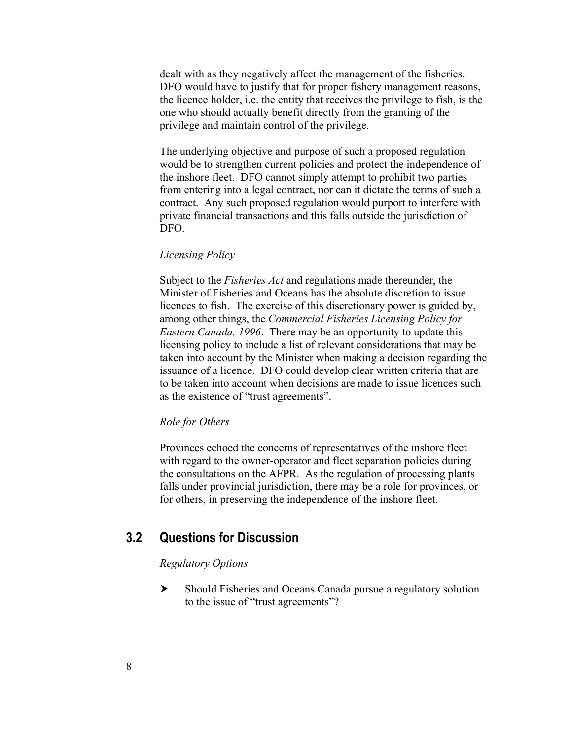dealt with as they negatively affect the management of the fisheries. DFO would have to justify that for proper fishery management reasons, the licence holder, i.e. the entity that receives the privilege to fish, is the one who should actually benefit directly from the granting of the privilege and maintain control of the privilege.

The underlying objective and purpose of such a proposed regulation would be to strengthen current policies and protect the independence of the inshore fleet. DFO cannot simply attempt to prohibit two parties from entering into a legal contract, nor can it dictate the terms of such a contract. Any such proposed regulation would purport to interfere with private financial transactions and this falls outside the jurisdiction of DFO.

*Licensing Policy*

Subject to the *Fisheries Act* and regulations made thereunder, the Minister of Fisheries and Oceans has the absolute discretion to issue licences to fish. The exercise of this discretionary power is guided by, among other things, the *Commercial Fisheries Licensing Policy for Eastern Canada, 1996*. There may be an opportunity to update this licensing policy to include a list of relevant considerations that may be taken into account by the Minister when making a decision regarding the issuance of a licence. DFO could develop clear written criteria that are to be taken into account when decisions are made to issue licences such as the existence of "trust agreements".

*Role for Others*

Provinces echoed the concerns of representatives of the inshore fleet with regard to the owner-operator and fleet separation policies during the consultations on the AFPR. As the regulation of processing plants falls under provincial jurisdiction, there may be a role for provinces, or for others, in preserving the independence of the inshore fleet.

## 3.2 Questions for Discussion

*Regulatory Options*

- Should Fisheries and Oceans Canada pursue a regulatory solution to the issue of "trust agreements"?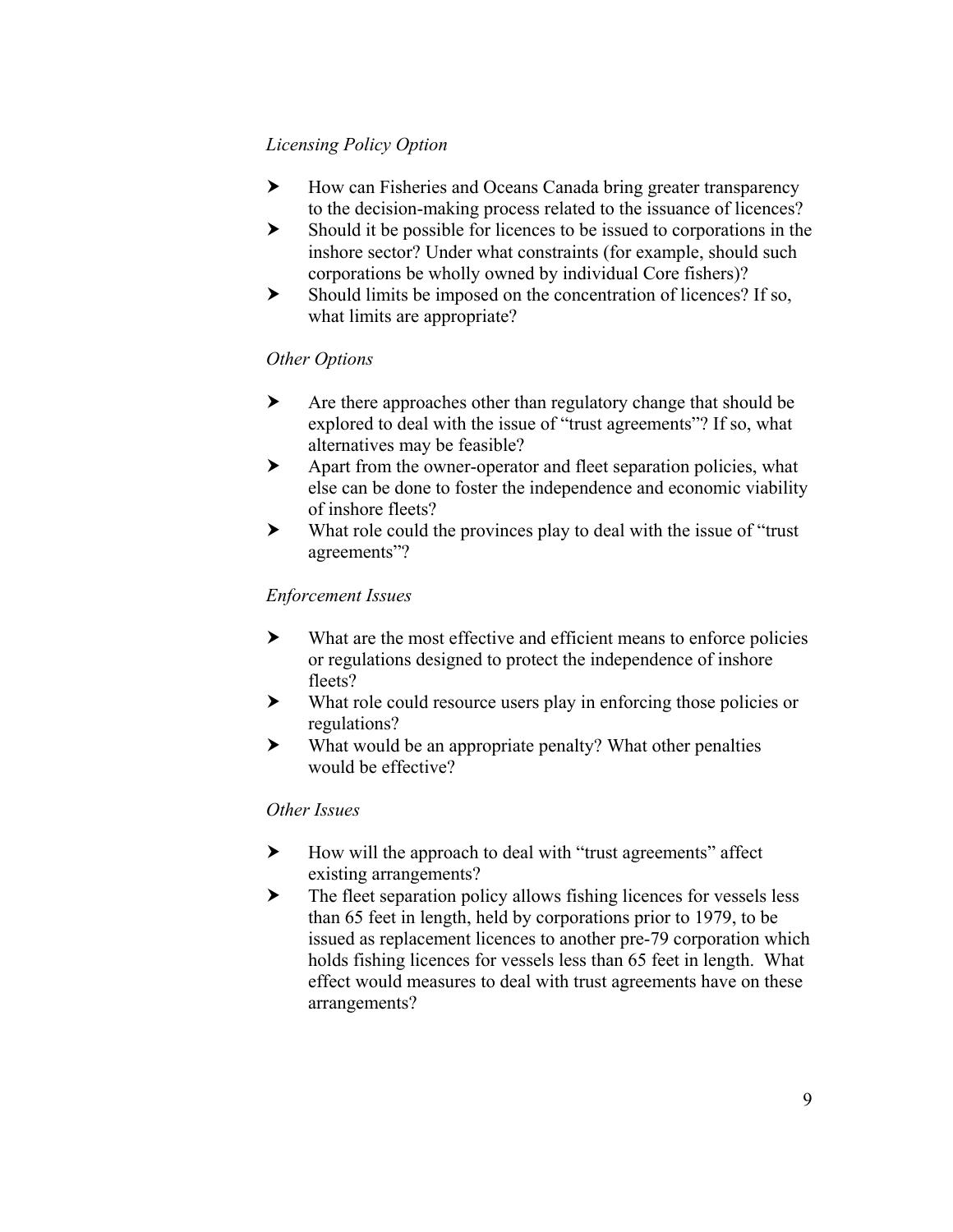*Licensing Policy Option*

- How can Fisheries and Oceans Canada bring greater transparency to the decision-making process related to the issuance of licences?
- Should it be possible for licences to be issued to corporations in the inshore sector? Under what constraints (for example, should such corporations be wholly owned by individual Core fishers)?
- Should limits be imposed on the concentration of licences? If so, what limits are appropriate?

*Other Options*

- Are there approaches other than regulatory change that should be explored to deal with the issue of "trust agreements"? If so, what alternatives may be feasible?
- Apart from the owner-operator and fleet separation policies, what else can be done to foster the independence and economic viability of inshore fleets?
- What role could the provinces play to deal with the issue of "trust agreements"?

*Enforcement Issues*

- What are the most effective and efficient means to enforce policies or regulations designed to protect the independence of inshore fleets?
- What role could resource users play in enforcing those policies or regulations?
- What would be an appropriate penalty? What other penalties would be effective?

*Other Issues*

- How will the approach to deal with "trust agreements" affect existing arrangements?
- The fleet separation policy allows fishing licences for vessels less than 65 feet in length, held by corporations prior to 1979, to be issued as replacement licences to another pre-79 corporation which holds fishing licences for vessels less than 65 feet in length. What effect would measures to deal with trust agreements have on these arrangements?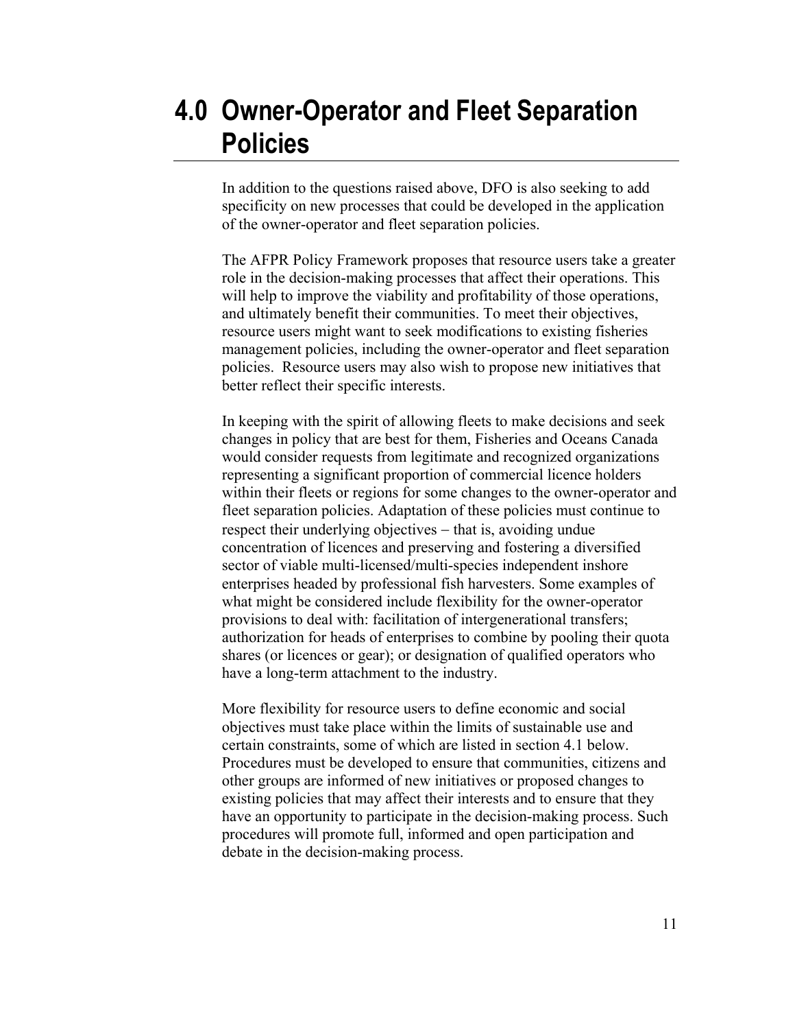# 4.0 Owner-Operator and Fleet Separation Policies

In addition to the questions raised above, DFO is also seeking to add specificity on new processes that could be developed in the application of the owner-operator and fleet separation policies.

The AFPR Policy Framework proposes that resource users take a greater role in the decision-making processes that affect their operations. This will help to improve the viability and profitability of those operations, and ultimately benefit their communities. To meet their objectives, resource users might want to seek modifications to existing fisheries management policies, including the owner-operator and fleet separation policies. Resource users may also wish to propose new initiatives that better reflect their specific interests.

In keeping with the spirit of allowing fleets to make decisions and seek changes in policy that are best for them, Fisheries and Oceans Canada would consider requests from legitimate and recognized organizations representing a significant proportion of commercial licence holders within their fleets or regions for some changes to the owner-operator and fleet separation policies. Adaptation of these policies must continue to respect their underlying objectives – that is, avoiding undue concentration of licences and preserving and fostering a diversified sector of viable multi-licensed/multi-species independent inshore enterprises headed by professional fish harvesters. Some examples of what might be considered include flexibility for the owner-operator provisions to deal with: facilitation of intergenerational transfers; authorization for heads of enterprises to combine by pooling their quota shares (or licences or gear); or designation of qualified operators who have a long-term attachment to the industry.

More flexibility for resource users to define economic and social objectives must take place within the limits of sustainable use and certain constraints, some of which are listed in section 4.1 below. Procedures must be developed to ensure that communities, citizens and other groups are informed of new initiatives or proposed changes to existing policies that may affect their interests and to ensure that they have an opportunity to participate in the decision-making process. Such procedures will promote full, informed and open participation and debate in the decision-making process.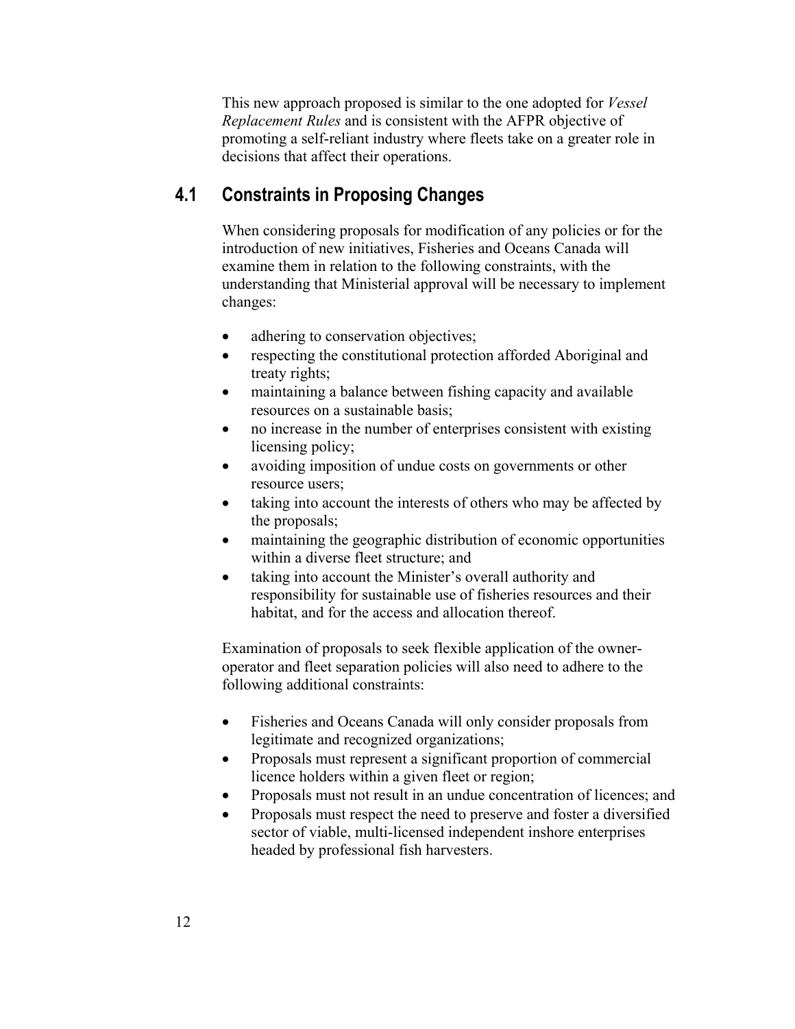This new approach proposed is similar to the one adopted for *Vessel Replacement Rules* and is consistent with the AFPR objective of promoting a self-reliant industry where fleets take on a greater role in decisions that affect their operations.

## 4.1 Constraints in Proposing Changes

When considering proposals for modification of any policies or for the introduction of new initiatives, Fisheries and Oceans Canada will examine them in relation to the following constraints, with the understanding that Ministerial approval will be necessary to implement changes:

- adhering to conservation objectives;
- respecting the constitutional protection afforded Aboriginal and treaty rights;
- maintaining a balance between fishing capacity and available resources on a sustainable basis;
- no increase in the number of enterprises consistent with existing licensing policy;
- avoiding imposition of undue costs on governments or other resource users;
- taking into account the interests of others who may be affected by the proposals;
- maintaining the geographic distribution of economic opportunities within a diverse fleet structure; and
- taking into account the Minister's overall authority and responsibility for sustainable use of fisheries resources and their habitat, and for the access and allocation thereof.

Examination of proposals to seek flexible application of the owner-operator and fleet separation policies will also need to adhere to the following additional constraints:

- Fisheries and Oceans Canada will only consider proposals from legitimate and recognized organizations;
- Proposals must represent a significant proportion of commercial licence holders within a given fleet or region;
- Proposals must not result in an undue concentration of licences; and
- Proposals must respect the need to preserve and foster a diversified sector of viable, multi-licensed independent inshore enterprises headed by professional fish harvesters.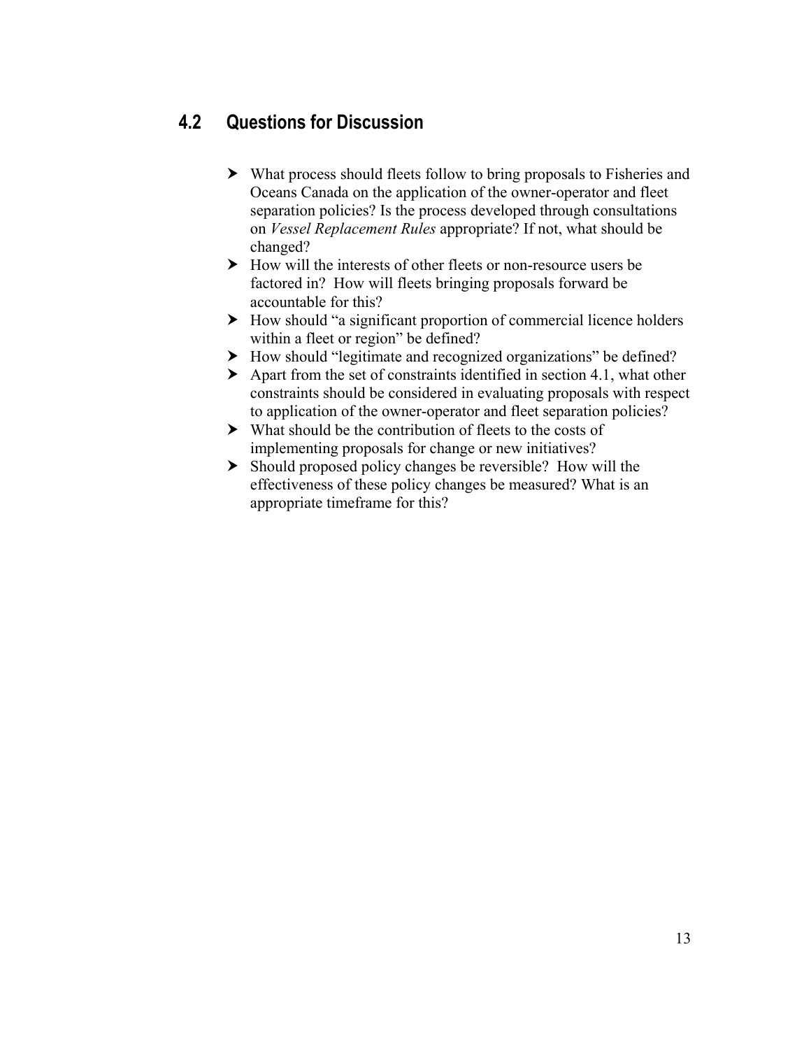## 4.2 Questions for Discussion

- What process should fleets follow to bring proposals to Fisheries and Oceans Canada on the application of the owner-operator and fleet separation policies? Is the process developed through consultations on *Vessel Replacement Rules* appropriate? If not, what should be changed?
- How will the interests of other fleets or non-resource users be factored in? How will fleets bringing proposals forward be accountable for this?
- How should "a significant proportion of commercial licence holders within a fleet or region" be defined?
- How should "legitimate and recognized organizations" be defined?
- Apart from the set of constraints identified in section 4.1, what other constraints should be considered in evaluating proposals with respect to application of the owner-operator and fleet separation policies?
- What should be the contribution of fleets to the costs of implementing proposals for change or new initiatives?
- Should proposed policy changes be reversible? How will the effectiveness of these policy changes be measured? What is an appropriate timeframe for this?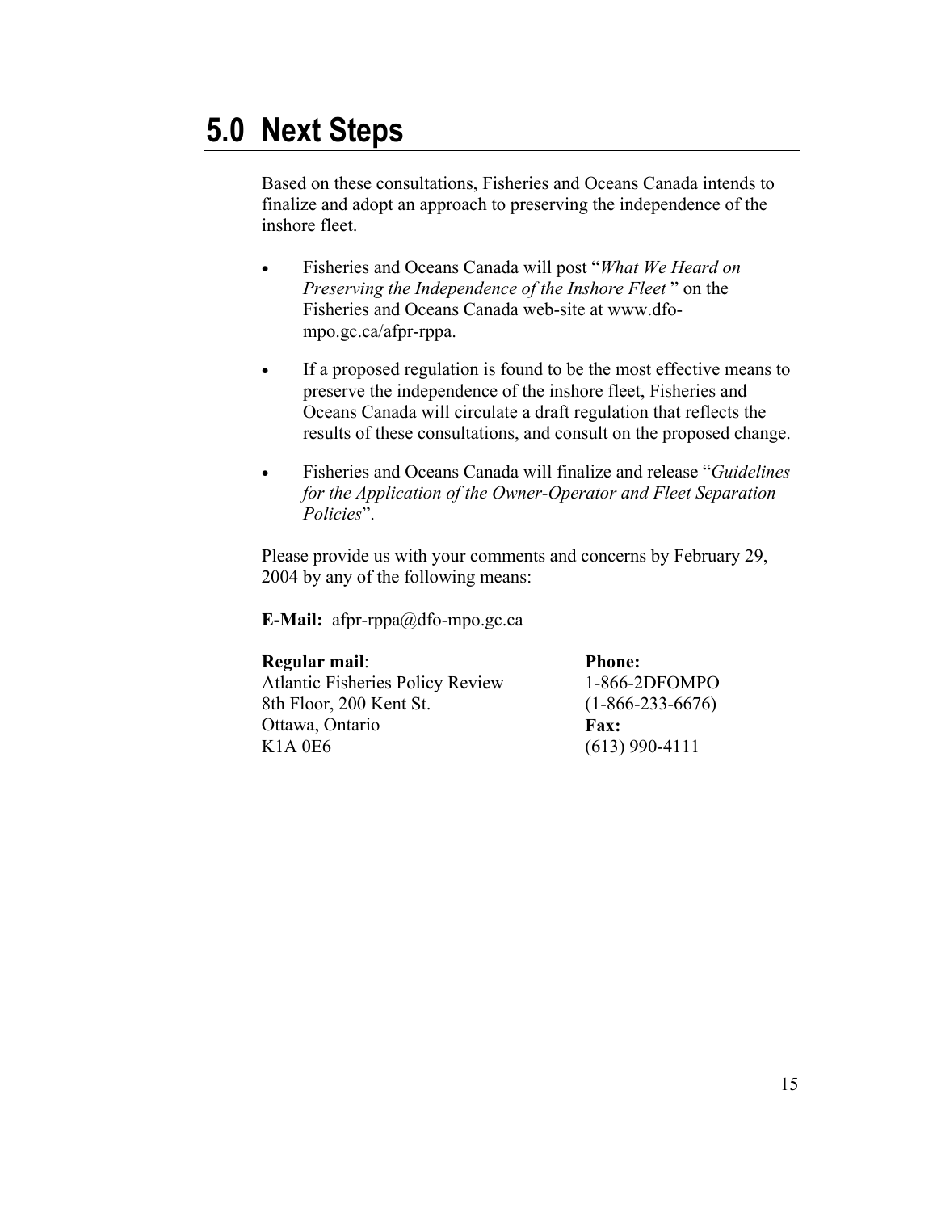# 5.0 Next Steps

Based on these consultations, Fisheries and Oceans Canada intends to finalize and adopt an approach to preserving the independence of the inshore fleet.

- Fisheries and Oceans Canada will post "*What We Heard on Preserving the Independence of the Inshore Fleet* " on the Fisheries and Oceans Canada web-site at www.dfo-mpo.gc.ca/afpr-rppa.
- If a proposed regulation is found to be the most effective means to preserve the independence of the inshore fleet, Fisheries and Oceans Canada will circulate a draft regulation that reflects the results of these consultations, and consult on the proposed change.
- Fisheries and Oceans Canada will finalize and release "*Guidelines for the Application of the Owner-Operator and Fleet Separation Policies*".

Please provide us with your comments and concerns by February 29, 2004 by any of the following means:

**E-Mail:** afpr-rppa@dfo-mpo.gc.ca

**Regular mail**:
Atlantic Fisheries Policy Review
8th Floor, 200 Kent St.
Ottawa, Ontario
K1A 0E6

**Phone:**
1-866-2DFOMPO
(1-866-233-6676)

**Fax:**
(613) 990-4111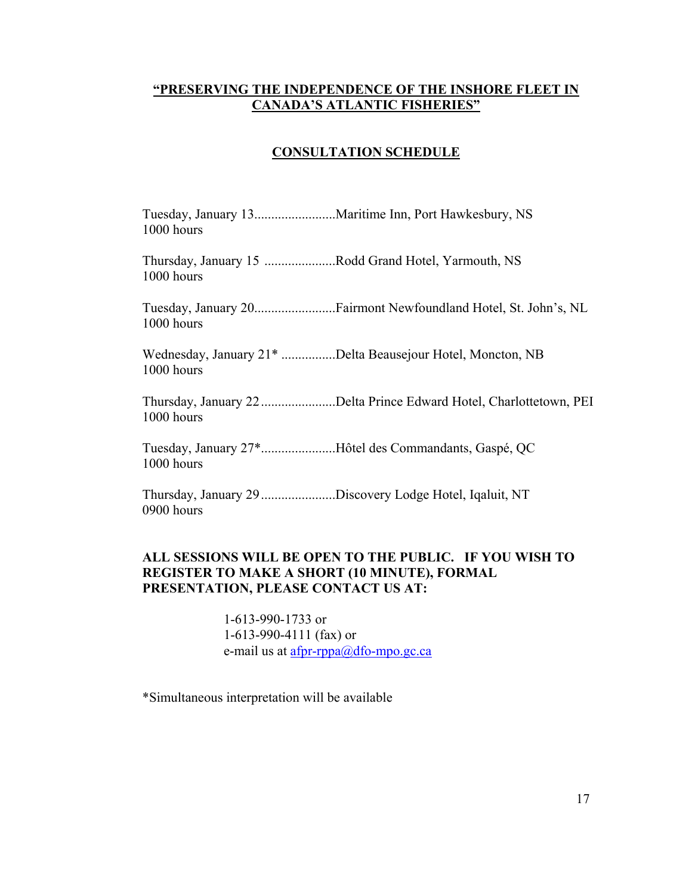## **"PRESERVING THE INDEPENDENCE OF THE INSHORE FLEET IN CANADA'S ATLANTIC FISHERIES"**

### **CONSULTATION SCHEDULE**

Tuesday, January 13........................Maritime Inn, Port Hawkesbury, NS
1000 hours

Thursday, January 15 .....................Rodd Grand Hotel, Yarmouth, NS
1000 hours

Tuesday, January 20........................Fairmont Newfoundland Hotel, St. John's, NL
1000 hours

Wednesday, January 21* ................Delta Beausejour Hotel, Moncton, NB
1000 hours

Thursday, January 22......................Delta Prince Edward Hotel, Charlottetown, PEI
1000 hours

Tuesday, January 27*......................Hôtel des Commandants, Gaspé, QC
1000 hours

Thursday, January 29......................Discovery Lodge Hotel, Iqaluit, NT
0900 hours

**ALL SESSIONS WILL BE OPEN TO THE PUBLIC. IF YOU WISH TO REGISTER TO MAKE A SHORT (10 MINUTE), FORMAL PRESENTATION, PLEASE CONTACT US AT:**

1-613-990-1733 or
1-613-990-4111 (fax) or
e-mail us at afpr-rppa@dfo-mpo.gc.ca

*Simultaneous interpretation will be available